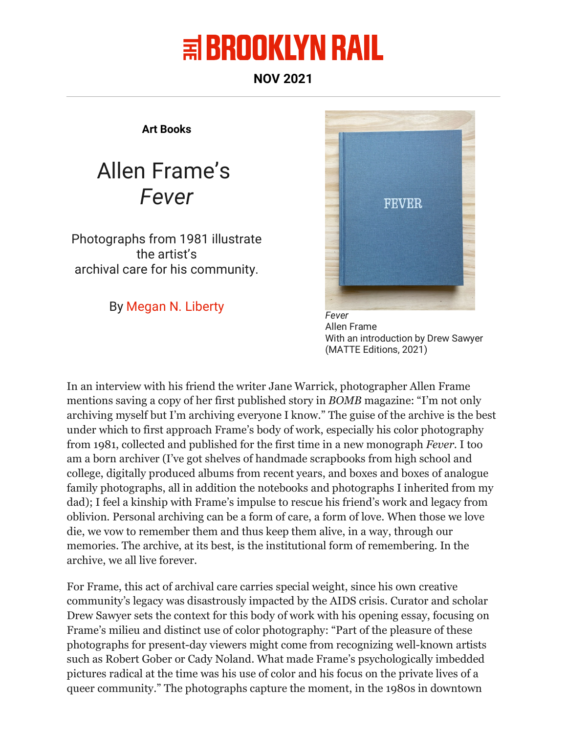# THE BROOKLYN RAIL

**NOV 2021**

**Art Books**

# Allen Frame's *Fever*

Photographs from 1981 illustrate the artist's archival care for his community.

By Megan N. Liberty

*Fever*
Allen Frame
With an introduction by Drew Sawyer
(MATTE Editions, 2021)

In an interview with his friend the writer Jane Warrick, photographer Allen Frame mentions saving a copy of her first published story in *BOMB* magazine: "I'm not only archiving myself but I'm archiving everyone I know." The guise of the archive is the best under which to first approach Frame's body of work, especially his color photography from 1981, collected and published for the first time in a new monograph *Fever*. I too am a born archiver (I've got shelves of handmade scrapbooks from high school and college, digitally produced albums from recent years, and boxes and boxes of analogue family photographs, all in addition the notebooks and photographs I inherited from my dad); I feel a kinship with Frame's impulse to rescue his friend's work and legacy from oblivion. Personal archiving can be a form of care, a form of love. When those we love die, we vow to remember them and thus keep them alive, in a way, through our memories. The archive, at its best, is the institutional form of remembering. In the archive, we all live forever.

For Frame, this act of archival care carries special weight, since his own creative community's legacy was disastrously impacted by the AIDS crisis. Curator and scholar Drew Sawyer sets the context for this body of work with his opening essay, focusing on Frame's milieu and distinct use of color photography: "Part of the pleasure of these photographs for present-day viewers might come from recognizing well-known artists such as Robert Gober or Cady Noland. What made Frame's psychologically imbedded pictures radical at the time was his use of color and his focus on the private lives of a queer community." The photographs capture the moment, in the 1980s in downtown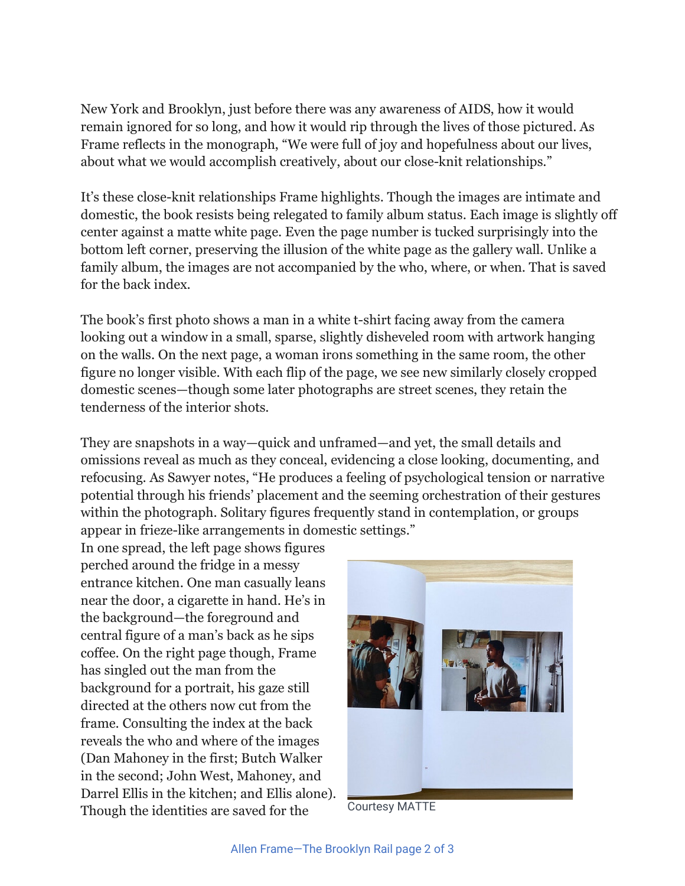New York and Brooklyn, just before there was any awareness of AIDS, how it would remain ignored for so long, and how it would rip through the lives of those pictured. As Frame reflects in the monograph, "We were full of joy and hopefulness about our lives, about what we would accomplish creatively, about our close-knit relationships."

It's these close-knit relationships Frame highlights. Though the images are intimate and domestic, the book resists being relegated to family album status. Each image is slightly off center against a matte white page. Even the page number is tucked surprisingly into the bottom left corner, preserving the illusion of the white page as the gallery wall. Unlike a family album, the images are not accompanied by the who, where, or when. That is saved for the back index.

The book's first photo shows a man in a white t-shirt facing away from the camera looking out a window in a small, sparse, slightly disheveled room with artwork hanging on the walls. On the next page, a woman irons something in the same room, the other figure no longer visible. With each flip of the page, we see new similarly closely cropped domestic scenes—though some later photographs are street scenes, they retain the tenderness of the interior shots.

They are snapshots in a way—quick and unframed—and yet, the small details and omissions reveal as much as they conceal, evidencing a close looking, documenting, and refocusing. As Sawyer notes, "He produces a feeling of psychological tension or narrative potential through his friends' placement and the seeming orchestration of their gestures within the photograph. Solitary figures frequently stand in contemplation, or groups appear in frieze-like arrangements in domestic settings."

In one spread, the left page shows figures perched around the fridge in a messy entrance kitchen. One man casually leans near the door, a cigarette in hand. He's in the background—the foreground and central figure of a man's back as he sips coffee. On the right page though, Frame has singled out the man from the background for a portrait, his gaze still directed at the others now cut from the frame. Consulting the index at the back reveals the who and where of the images (Dan Mahoney in the first; Butch Walker in the second; John West, Mahoney, and Darrel Ellis in the kitchen; and Ellis alone). Though the identities are saved for the

Courtesy MATTE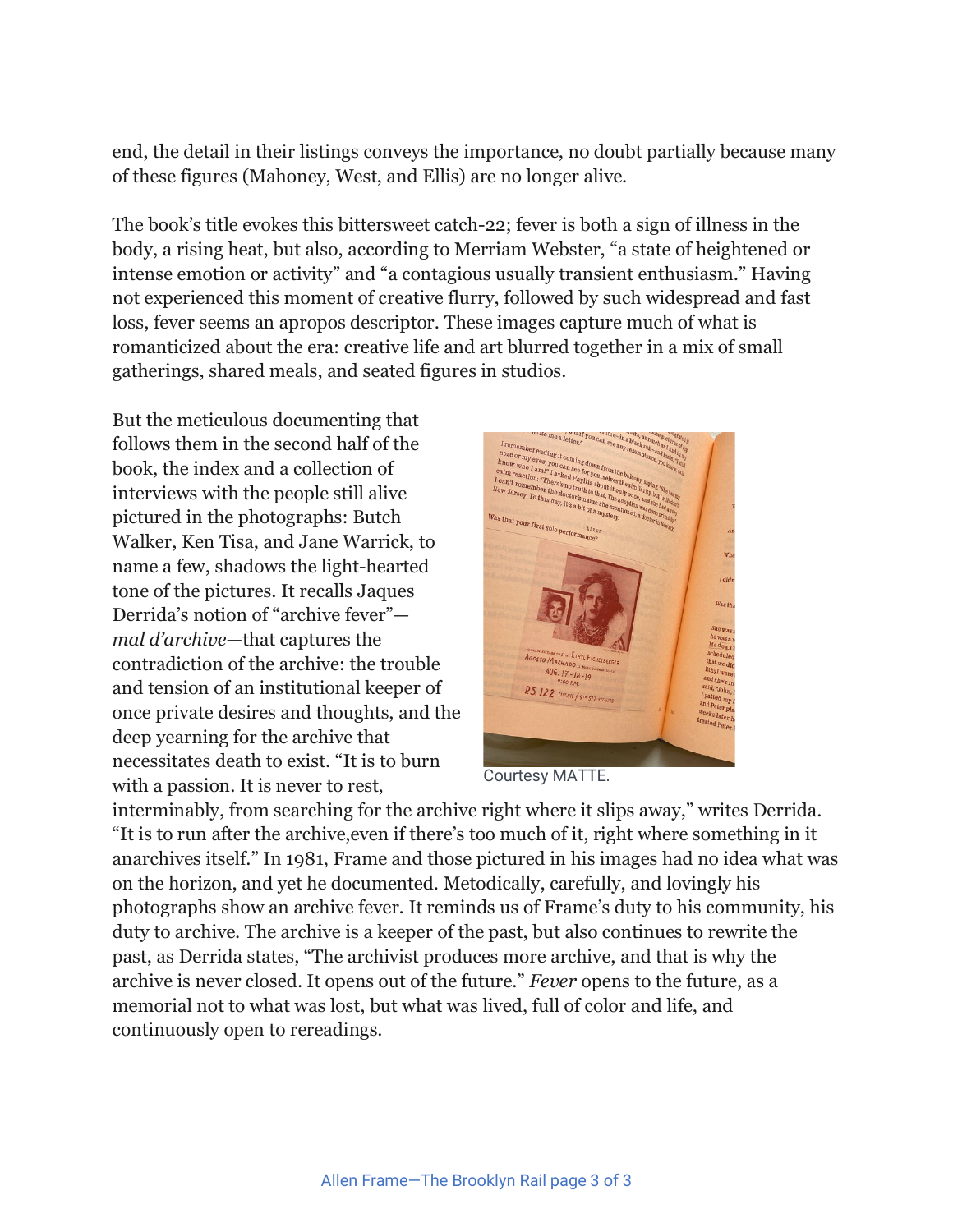end, the detail in their listings conveys the importance, no doubt partially because many of these figures (Mahoney, West, and Ellis) are no longer alive.

The book's title evokes this bittersweet catch-22; fever is both a sign of illness in the body, a rising heat, but also, according to Merriam Webster, "a state of heightened or intense emotion or activity" and "a contagious usually transient enthusiasm." Having not experienced this moment of creative flurry, followed by such widespread and fast loss, fever seems an apropos descriptor. These images capture much of what is romanticized about the era: creative life and art blurred together in a mix of small gatherings, shared meals, and seated figures in studios.

But the meticulous documenting that follows them in the second half of the book, the index and a collection of interviews with the people still alive pictured in the photographs: Butch Walker, Ken Tisa, and Jane Warrick, to name a few, shadows the light-hearted tone of the pictures. It recalls Jaques Derrida's notion of "archive fever"—*mal d'archive*—that captures the contradiction of the archive: the trouble and tension of an institutional keeper of once private desires and thoughts, and the deep yearning for the archive that necessitates death to exist. "It is to burn with a passion. It is never to rest, interminably, from searching for the archive right where it slips away," writes Derrida. "It is to run after the archive,even if there's too much of it, right where something in it anarchives itself." In 1981, Frame and those pictured in his images had no idea what was on the horizon, and yet he documented. Metodically, carefully, and lovingly his photographs show an archive fever. It reminds us of Frame's duty to his community, his duty to archive. The archive is a keeper of the past, but also continues to rewrite the past, as Derrida states, "The archivist produces more archive, and that is why the archive is never closed. It opens out of the future." *Fever* opens to the future, as a memorial not to what was lost, but what was lived, full of color and life, and continuously open to rereadings.

Courtesy MATTE.